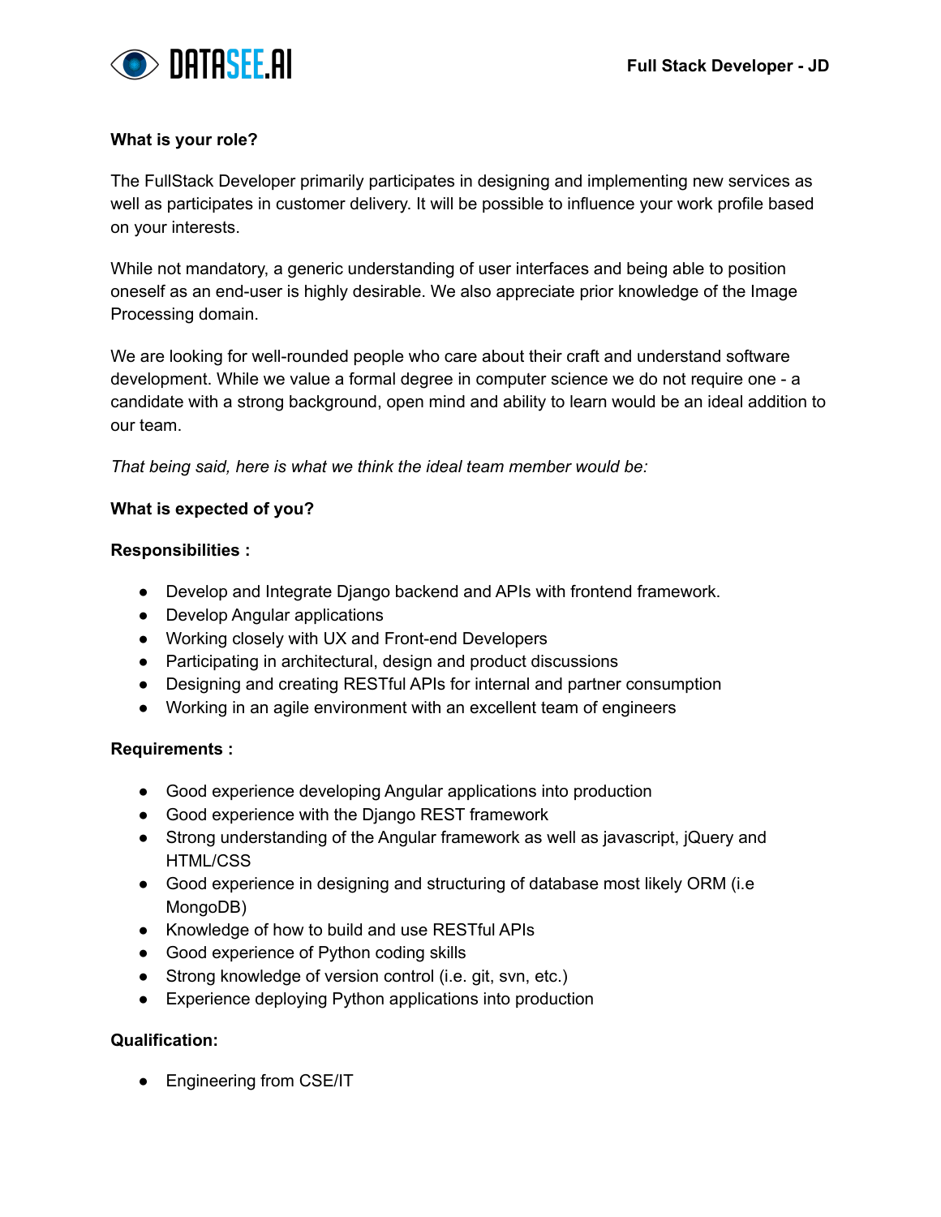# Full Stack Developer - JD

**What is your role?**

The FullStack Developer primarily participates in designing and implementing new services as well as participates in customer delivery. It will be possible to influence your work profile based on your interests.

While not mandatory, a generic understanding of user interfaces and being able to position oneself as an end-user is highly desirable. We also appreciate prior knowledge of the Image Processing domain.

We are looking for well-rounded people who care about their craft and understand software development. While we value a formal degree in computer science we do not require one - a candidate with a strong background, open mind and ability to learn would be an ideal addition to our team.

*That being said, here is what we think the ideal team member would be:*

**What is expected of you?**

**Responsibilities :**

- Develop and Integrate Django backend and APIs with frontend framework.
- Develop Angular applications
- Working closely with UX and Front-end Developers
- Participating in architectural, design and product discussions
- Designing and creating RESTful APIs for internal and partner consumption
- Working in an agile environment with an excellent team of engineers

**Requirements :**

- Good experience developing Angular applications into production
- Good experience with the Django REST framework
- Strong understanding of the Angular framework as well as javascript, jQuery and HTML/CSS
- Good experience in designing and structuring of database most likely ORM (i.e MongoDB)
- Knowledge of how to build and use RESTful APIs
- Good experience of Python coding skills
- Strong knowledge of version control (i.e. git, svn, etc.)
- Experience deploying Python applications into production

**Qualification:**

- Engineering from CSE/IT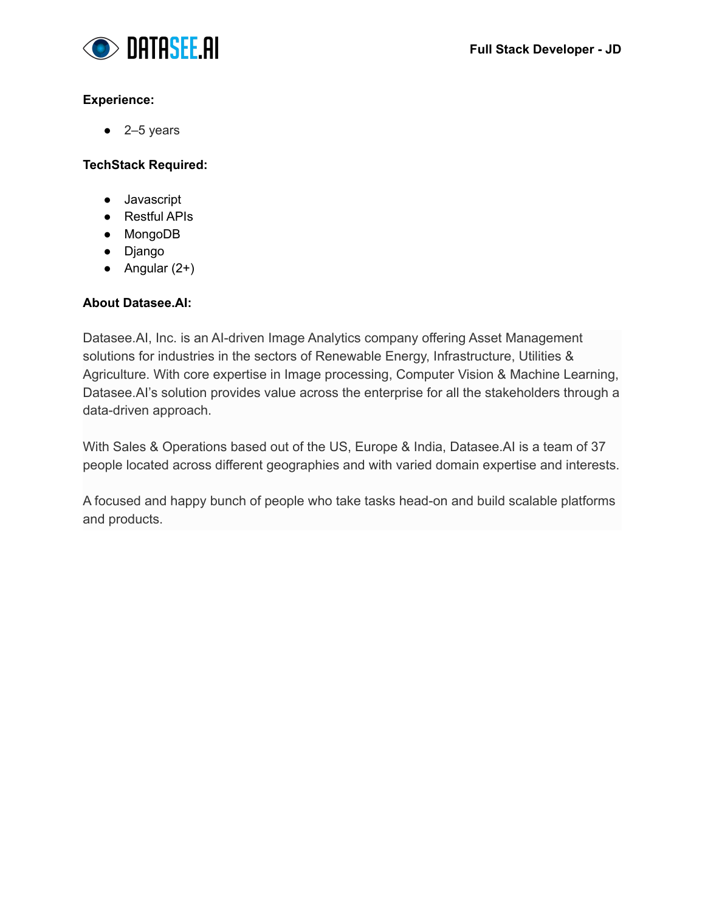**Experience:**

- 2–5 years

**TechStack Required:**

- Javascript
- Restful APIs
- MongoDB
- Django
- Angular (2+)

**About Datasee.AI:**

Datasee.AI, Inc. is an AI-driven Image Analytics company offering Asset Management solutions for industries in the sectors of Renewable Energy, Infrastructure, Utilities & Agriculture. With core expertise in Image processing, Computer Vision & Machine Learning, Datasee.AI's solution provides value across the enterprise for all the stakeholders through a data-driven approach.

With Sales & Operations based out of the US, Europe & India, Datasee.AI is a team of 37 people located across different geographies and with varied domain expertise and interests.

A focused and happy bunch of people who take tasks head-on and build scalable platforms and products.